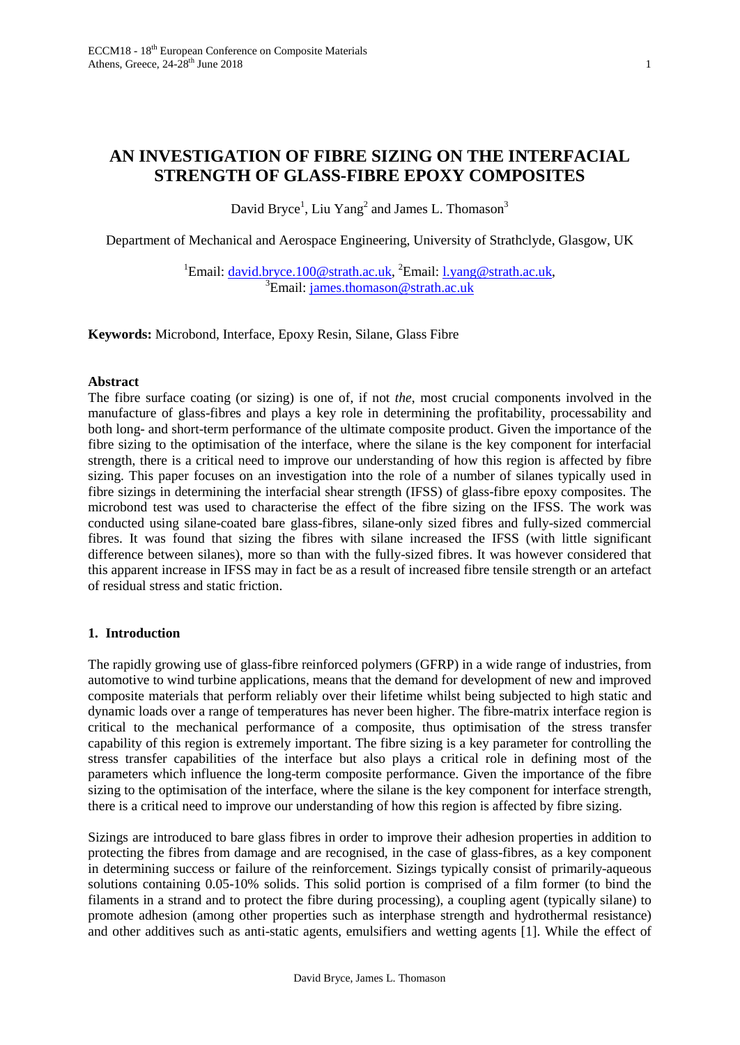# AN INVESTIGATION OF FIBRE SIZING ON THE INTERFACIAL STRENGTH OF GLASS-FIBRE EPOXY COMPOSITES

David Bryce[1], Liu Yang[2] and James L. Thomason[3]

Department of Mechanical and Aerospace Engineering, University of Strathclyde, Glasgow, UK

[1]Email: david.bryce.100@strath.ac.uk, [2]Email: l.yang@strath.ac.uk,
[3]Email: james.thomason@strath.ac.uk

**Keywords:** Microbond, Interface, Epoxy Resin, Silane, Glass Fibre

## Abstract

The fibre surface coating (or sizing) is one of, if not *the*, most crucial components involved in the manufacture of glass-fibres and plays a key role in determining the profitability, processability and both long- and short-term performance of the ultimate composite product. Given the importance of the fibre sizing to the optimisation of the interface, where the silane is the key component for interfacial strength, there is a critical need to improve our understanding of how this region is affected by fibre sizing. This paper focuses on an investigation into the role of a number of silanes typically used in fibre sizings in determining the interfacial shear strength (IFSS) of glass-fibre epoxy composites. The microbond test was used to characterise the effect of the fibre sizing on the IFSS. The work was conducted using silane-coated bare glass-fibres, silane-only sized fibres and fully-sized commercial fibres. It was found that sizing the fibres with silane increased the IFSS (with little significant difference between silanes), more so than with the fully-sized fibres. It was however considered that this apparent increase in IFSS may in fact be as a result of increased fibre tensile strength or an artefact of residual stress and static friction.

## 1. Introduction

The rapidly growing use of glass-fibre reinforced polymers (GFRP) in a wide range of industries, from automotive to wind turbine applications, means that the demand for development of new and improved composite materials that perform reliably over their lifetime whilst being subjected to high static and dynamic loads over a range of temperatures has never been higher. The fibre-matrix interface region is critical to the mechanical performance of a composite, thus optimisation of the stress transfer capability of this region is extremely important. The fibre sizing is a key parameter for controlling the stress transfer capabilities of the interface but also plays a critical role in defining most of the parameters which influence the long-term composite performance. Given the importance of the fibre sizing to the optimisation of the interface, where the silane is the key component for interface strength, there is a critical need to improve our understanding of how this region is affected by fibre sizing.

Sizings are introduced to bare glass fibres in order to improve their adhesion properties in addition to protecting the fibres from damage and are recognised, in the case of glass-fibres, as a key component in determining success or failure of the reinforcement. Sizings typically consist of primarily-aqueous solutions containing 0.05-10% solids. This solid portion is comprised of a film former (to bind the filaments in a strand and to protect the fibre during processing), a coupling agent (typically silane) to promote adhesion (among other properties such as interphase strength and hydrothermal resistance) and other additives such as anti-static agents, emulsifiers and wetting agents [1]. While the effect of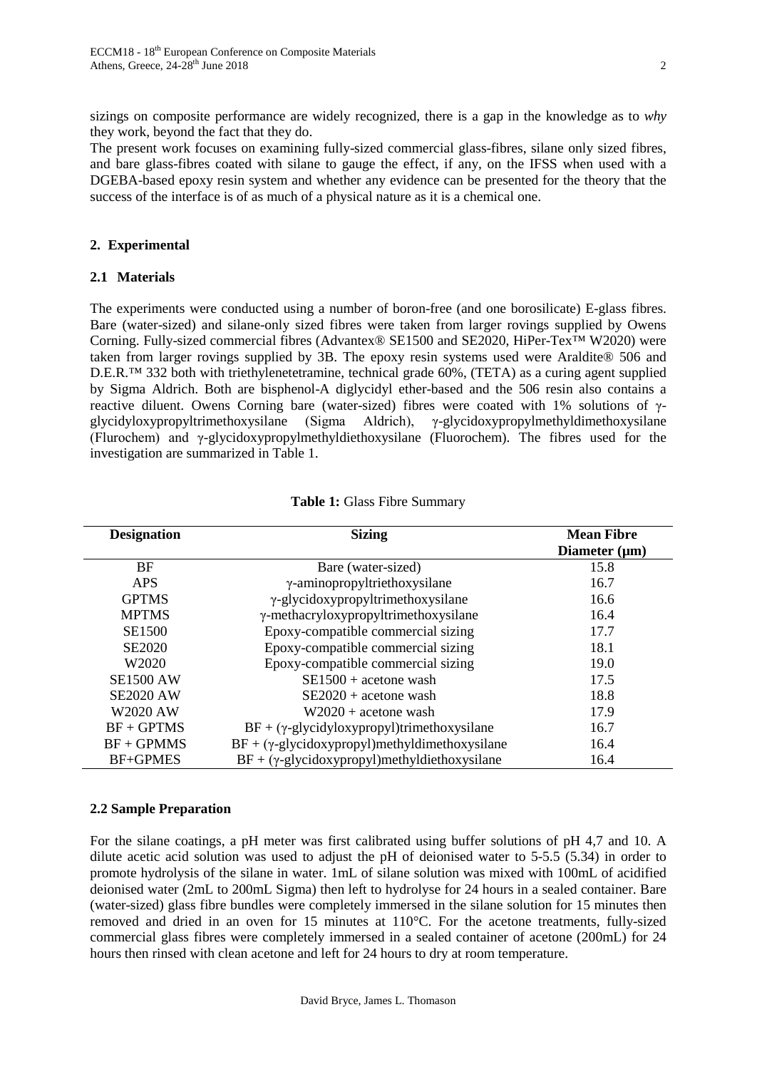sizings on composite performance are widely recognized, there is a gap in the knowledge as to *why* they work, beyond the fact that they do.

The present work focuses on examining fully-sized commercial glass-fibres, silane only sized fibres, and bare glass-fibres coated with silane to gauge the effect, if any, on the IFSS when used with a DGEBA-based epoxy resin system and whether any evidence can be presented for the theory that the success of the interface is of as much of a physical nature as it is a chemical one.

## 2. Experimental

### 2.1 Materials

The experiments were conducted using a number of boron-free (and one borosilicate) E-glass fibres. Bare (water-sized) and silane-only sized fibres were taken from larger rovings supplied by Owens Corning. Fully-sized commercial fibres (Advantex® SE1500 and SE2020, HiPer-Tex™ W2020) were taken from larger rovings supplied by 3B. The epoxy resin systems used were Araldite® 506 and D.E.R.™ 332 both with triethylenetetramine, technical grade 60%, (TETA) as a curing agent supplied by Sigma Aldrich. Both are bisphenol-A diglycidyl ether-based and the 506 resin also contains a reactive diluent. Owens Corning bare (water-sized) fibres were coated with 1% solutions of γ-glycidyloxypropyltrimethoxysilane (Sigma Aldrich), γ-glycidoxypropylmethyldimethoxysilane (Flurochem) and γ-glycidoxypropylmethyldiethoxysilane (Fluorochem). The fibres used for the investigation are summarized in Table 1.

**Table 1:** Glass Fibre Summary

| Designation | Sizing | Mean Fibre Diameter (μm) |
|---|---|---|
| BF | Bare (water-sized) | 15.8 |
| APS | γ-aminopropyltriethoxysilane | 16.7 |
| GPTMS | γ-glycidoxypropyltrimethoxysilane | 16.6 |
| MPTMS | γ-methacryloxypropyltrimethoxysilane | 16.4 |
| SE1500 | Epoxy-compatible commercial sizing | 17.7 |
| SE2020 | Epoxy-compatible commercial sizing | 18.1 |
| W2020 | Epoxy-compatible commercial sizing | 19.0 |
| SE1500 AW | SE1500 + acetone wash | 17.5 |
| SE2020 AW | SE2020 + acetone wash | 18.8 |
| W2020 AW | W2020 + acetone wash | 17.9 |
| BF + GPTMS | BF + (γ-glycidyloxypropyl)trimethoxysilane | 16.7 |
| BF + GPMMS | BF + (γ-glycidoxypropyl)methyldimethoxysilane | 16.4 |
| BF+GPMES | BF + (γ-glycidoxypropyl)methyldiethoxysilane | 16.4 |

### 2.2 Sample Preparation

For the silane coatings, a pH meter was first calibrated using buffer solutions of pH 4,7 and 10. A dilute acetic acid solution was used to adjust the pH of deionised water to 5-5.5 (5.34) in order to promote hydrolysis of the silane in water. 1mL of silane solution was mixed with 100mL of acidified deionised water (2mL to 200mL Sigma) then left to hydrolyse for 24 hours in a sealed container. Bare (water-sized) glass fibre bundles were completely immersed in the silane solution for 15 minutes then removed and dried in an oven for 15 minutes at 110°C. For the acetone treatments, fully-sized commercial glass fibres were completely immersed in a sealed container of acetone (200mL) for 24 hours then rinsed with clean acetone and left for 24 hours to dry at room temperature.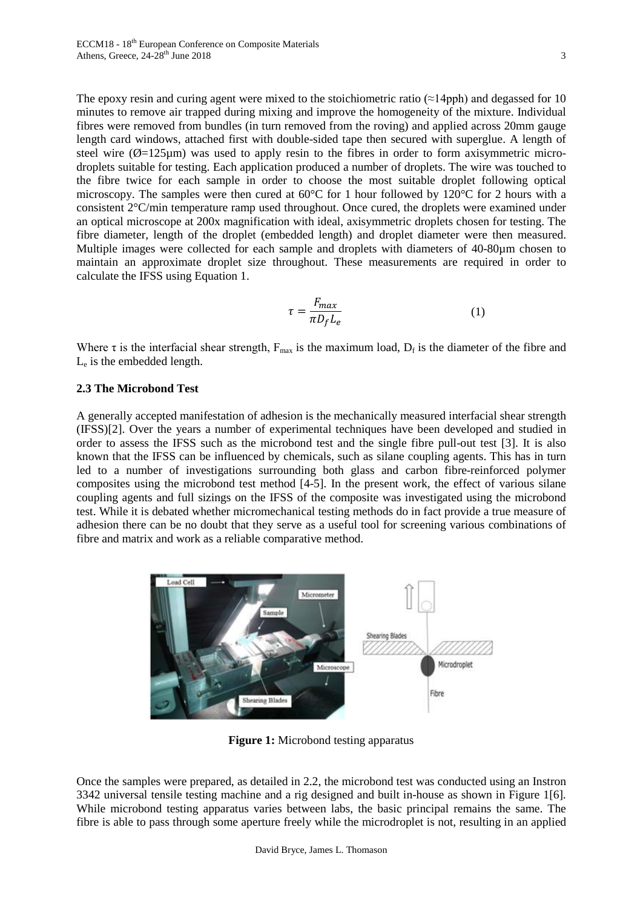The epoxy resin and curing agent were mixed to the stoichiometric ratio (≈14pph) and degassed for 10 minutes to remove air trapped during mixing and improve the homogeneity of the mixture. Individual fibres were removed from bundles (in turn removed from the roving) and applied across 20mm gauge length card windows, attached first with double-sided tape then secured with superglue. A length of steel wire (Ø=125μm) was used to apply resin to the fibres in order to form axisymmetric micro-droplets suitable for testing. Each application produced a number of droplets. The wire was touched to the fibre twice for each sample in order to choose the most suitable droplet following optical microscopy. The samples were then cured at 60°C for 1 hour followed by 120°C for 2 hours with a consistent 2°C/min temperature ramp used throughout. Once cured, the droplets were examined under an optical microscope at 200x magnification with ideal, axisymmetric droplets chosen for testing. The fibre diameter, length of the droplet (embedded length) and droplet diameter were then measured. Multiple images were collected for each sample and droplets with diameters of 40-80μm chosen to maintain an approximate droplet size throughout. These measurements are required in order to calculate the IFSS using Equation 1.

$$\tau = \frac{F_{max}}{\pi D_f L_e} \tag{1}$$

Where $\tau$ is the interfacial shear strength, $F_{max}$ is the maximum load, $D_f$ is the diameter of the fibre and $L_e$ is the embedded length.

### 2.3 The Microbond Test

A generally accepted manifestation of adhesion is the mechanically measured interfacial shear strength (IFSS)[2]. Over the years a number of experimental techniques have been developed and studied in order to assess the IFSS such as the microbond test and the single fibre pull-out test [3]. It is also known that the IFSS can be influenced by chemicals, such as silane coupling agents. This has in turn led to a number of investigations surrounding both glass and carbon fibre-reinforced polymer composites using the microbond test method [4-5]. In the present work, the effect of various silane coupling agents and full sizings on the IFSS of the composite was investigated using the microbond test. While it is debated whether micromechanical testing methods do in fact provide a true measure of adhesion there can be no doubt that they serve as a useful tool for screening various combinations of fibre and matrix and work as a reliable comparative method.

**Figure 1:** Microbond testing apparatus

Once the samples were prepared, as detailed in 2.2, the microbond test was conducted using an Instron 3342 universal tensile testing machine and a rig designed and built in-house as shown in Figure 1[6]. While microbond testing apparatus varies between labs, the basic principal remains the same. The fibre is able to pass through some aperture freely while the microdroplet is not, resulting in an applied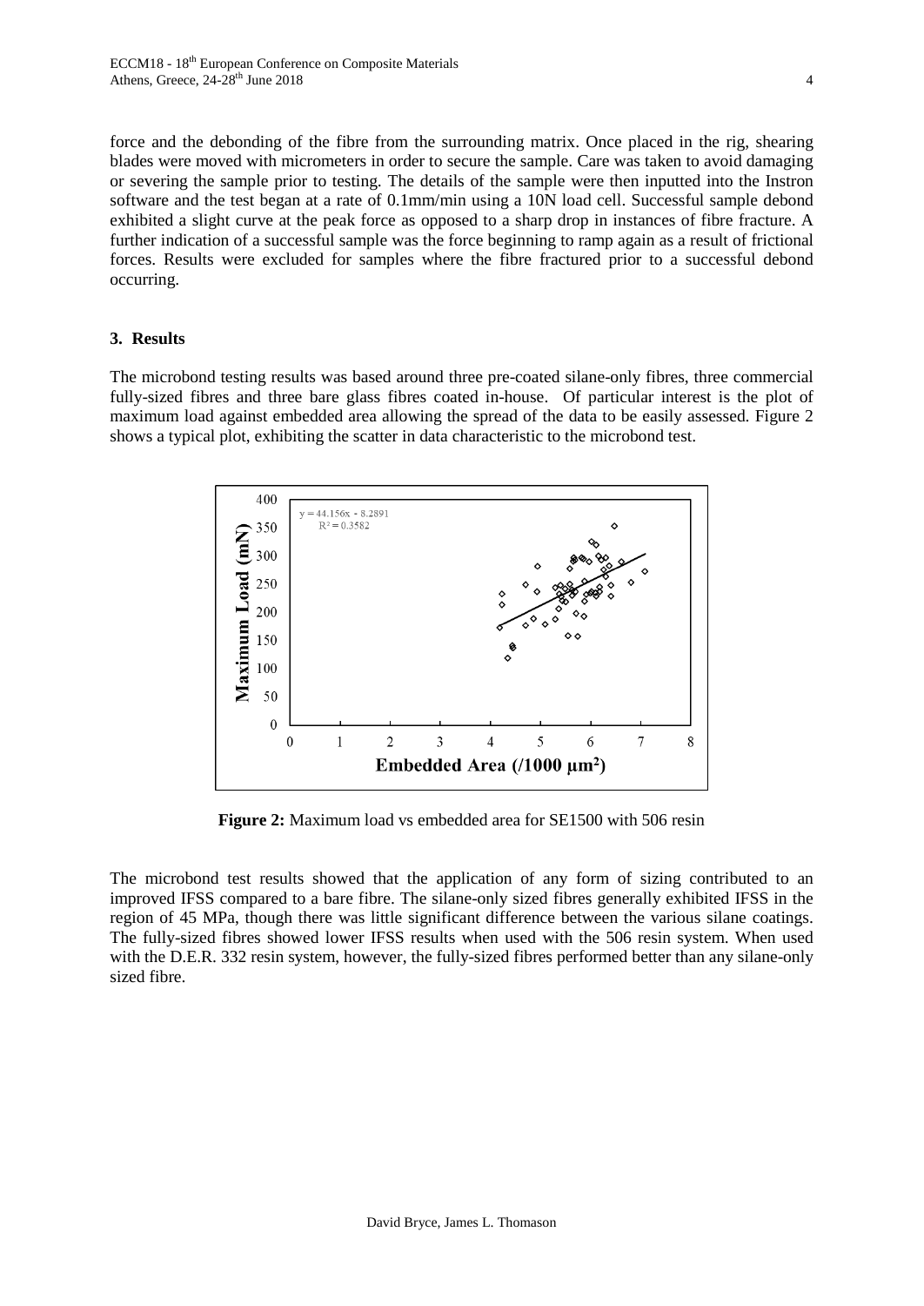force and the debonding of the fibre from the surrounding matrix. Once placed in the rig, shearing blades were moved with micrometers in order to secure the sample. Care was taken to avoid damaging or severing the sample prior to testing. The details of the sample were then inputted into the Instron software and the test began at a rate of 0.1mm/min using a 10N load cell. Successful sample debond exhibited a slight curve at the peak force as opposed to a sharp drop in instances of fibre fracture. A further indication of a successful sample was the force beginning to ramp again as a result of frictional forces. Results were excluded for samples where the fibre fractured prior to a successful debond occurring.

## 3. Results

The microbond testing results was based around three pre-coated silane-only fibres, three commercial fully-sized fibres and three bare glass fibres coated in-house. Of particular interest is the plot of maximum load against embedded area allowing the spread of the data to be easily assessed. Figure 2 shows a typical plot, exhibiting the scatter in data characteristic to the microbond test.

**Figure 2:** Maximum load vs embedded area for SE1500 with 506 resin

The microbond test results showed that the application of any form of sizing contributed to an improved IFSS compared to a bare fibre. The silane-only sized fibres generally exhibited IFSS in the region of 45 MPa, though there was little significant difference between the various silane coatings. The fully-sized fibres showed lower IFSS results when used with the 506 resin system. When used with the D.E.R. 332 resin system, however, the fully-sized fibres performed better than any silane-only sized fibre.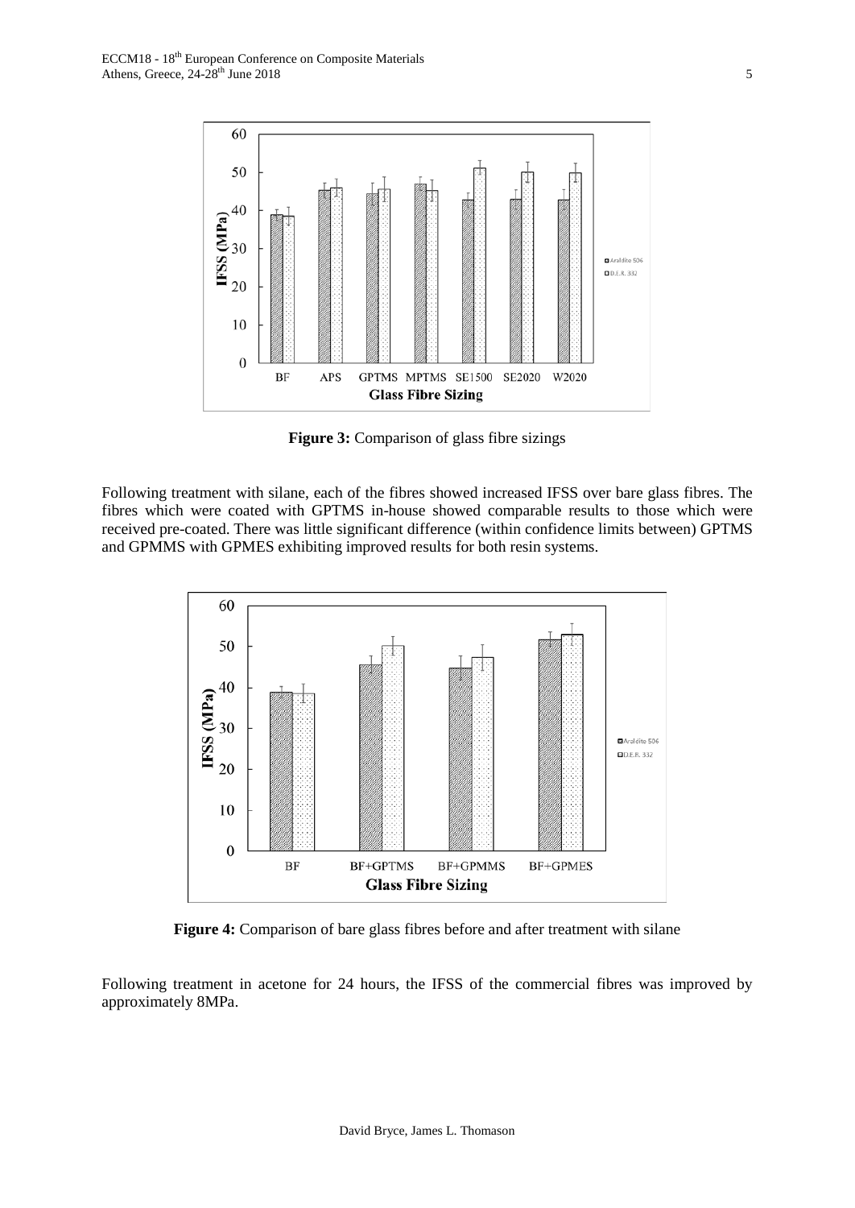**Figure 3:** Comparison of glass fibre sizings

Following treatment with silane, each of the fibres showed increased IFSS over bare glass fibres. The fibres which were coated with GPTMS in-house showed comparable results to those which were received pre-coated. There was little significant difference (within confidence limits between) GPTMS and GPMMS with GPMES exhibiting improved results for both resin systems.

**Figure 4:** Comparison of bare glass fibres before and after treatment with silane

Following treatment in acetone for 24 hours, the IFSS of the commercial fibres was improved by approximately 8MPa.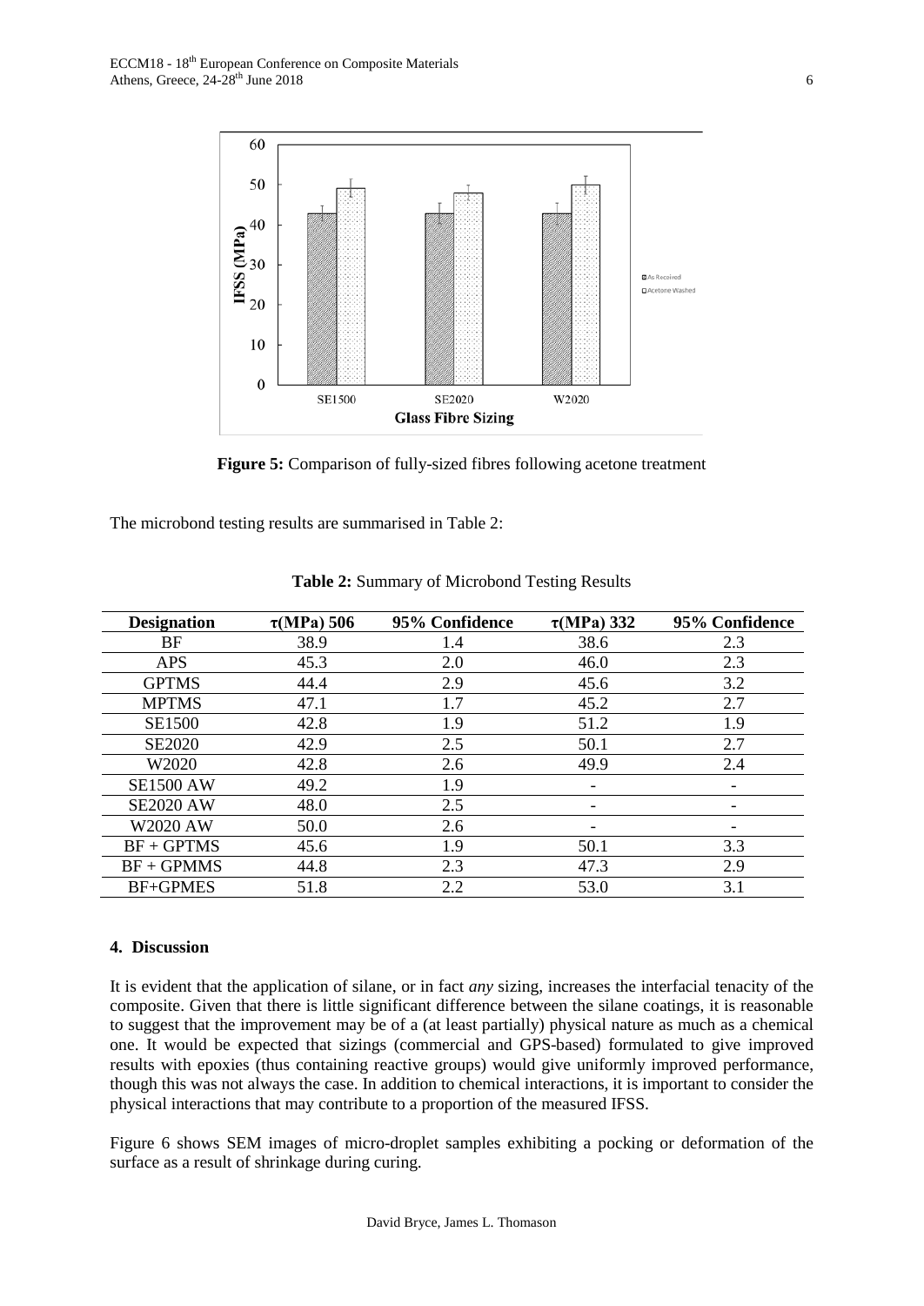**Figure 5:** Comparison of fully-sized fibres following acetone treatment

The microbond testing results are summarised in Table 2:

**Table 2:** Summary of Microbond Testing Results

| Designation | τ(MPa) 506 | 95% Confidence | τ(MPa) 332 | 95% Confidence |
|---|---|---|---|---|
| BF | 38.9 | 1.4 | 38.6 | 2.3 |
| APS | 45.3 | 2.0 | 46.0 | 2.3 |
| GPTMS | 44.4 | 2.9 | 45.6 | 3.2 |
| MPTMS | 47.1 | 1.7 | 45.2 | 2.7 |
| SE1500 | 42.8 | 1.9 | 51.2 | 1.9 |
| SE2020 | 42.9 | 2.5 | 50.1 | 2.7 |
| W2020 | 42.8 | 2.6 | 49.9 | 2.4 |
| SE1500 AW | 49.2 | 1.9 | - | - |
| SE2020 AW | 48.0 | 2.5 | - | - |
| W2020 AW | 50.0 | 2.6 | - | - |
| BF + GPTMS | 45.6 | 1.9 | 50.1 | 3.3 |
| BF + GPMMS | 44.8 | 2.3 | 47.3 | 2.9 |
| BF+GPMES | 51.8 | 2.2 | 53.0 | 3.1 |

## 4. Discussion

It is evident that the application of silane, or in fact *any* sizing, increases the interfacial tenacity of the composite. Given that there is little significant difference between the silane coatings, it is reasonable to suggest that the improvement may be of a (at least partially) physical nature as much as a chemical one. It would be expected that sizings (commercial and GPS-based) formulated to give improved results with epoxies (thus containing reactive groups) would give uniformly improved performance, though this was not always the case. In addition to chemical interactions, it is important to consider the physical interactions that may contribute to a proportion of the measured IFSS.

Figure 6 shows SEM images of micro-droplet samples exhibiting a pocking or deformation of the surface as a result of shrinkage during curing.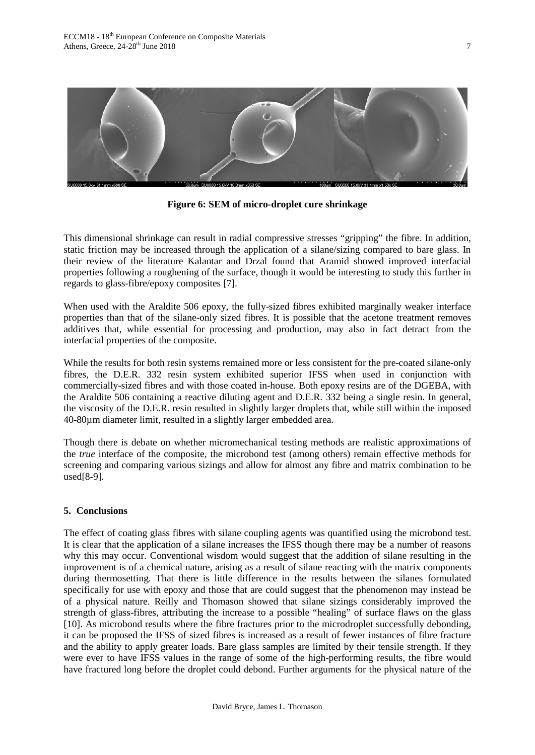**Figure 6: SEM of micro-droplet cure shrinkage**

This dimensional shrinkage can result in radial compressive stresses "gripping" the fibre. In addition, static friction may be increased through the application of a silane/sizing compared to bare glass. In their review of the literature Kalantar and Drzal found that Aramid showed improved interfacial properties following a roughening of the surface, though it would be interesting to study this further in regards to glass-fibre/epoxy composites [7].

When used with the Araldite 506 epoxy, the fully-sized fibres exhibited marginally weaker interface properties than that of the silane-only sized fibres. It is possible that the acetone treatment removes additives that, while essential for processing and production, may also in fact detract from the interfacial properties of the composite.

While the results for both resin systems remained more or less consistent for the pre-coated silane-only fibres, the D.E.R. 332 resin system exhibited superior IFSS when used in conjunction with commercially-sized fibres and with those coated in-house. Both epoxy resins are of the DGEBA, with the Araldite 506 containing a reactive diluting agent and D.E.R. 332 being a single resin. In general, the viscosity of the D.E.R. resin resulted in slightly larger droplets that, while still within the imposed 40-80µm diameter limit, resulted in a slightly larger embedded area.

Though there is debate on whether micromechanical testing methods are realistic approximations of the *true* interface of the composite, the microbond test (among others) remain effective methods for screening and comparing various sizings and allow for almost any fibre and matrix combination to be used[8-9].

## 5. Conclusions

The effect of coating glass fibres with silane coupling agents was quantified using the microbond test. It is clear that the application of a silane increases the IFSS though there may be a number of reasons why this may occur. Conventional wisdom would suggest that the addition of silane resulting in the improvement is of a chemical nature, arising as a result of silane reacting with the matrix components during thermosetting. That there is little difference in the results between the silanes formulated specifically for use with epoxy and those that are could suggest that the phenomenon may instead be of a physical nature. Reilly and Thomason showed that silane sizings considerably improved the strength of glass-fibres, attributing the increase to a possible "healing" of surface flaws on the glass [10]. As microbond results where the fibre fractures prior to the microdroplet successfully debonding, it can be proposed the IFSS of sized fibres is increased as a result of fewer instances of fibre fracture and the ability to apply greater loads. Bare glass samples are limited by their tensile strength. If they were ever to have IFSS values in the range of some of the high-performing results, the fibre would have fractured long before the droplet could debond. Further arguments for the physical nature of the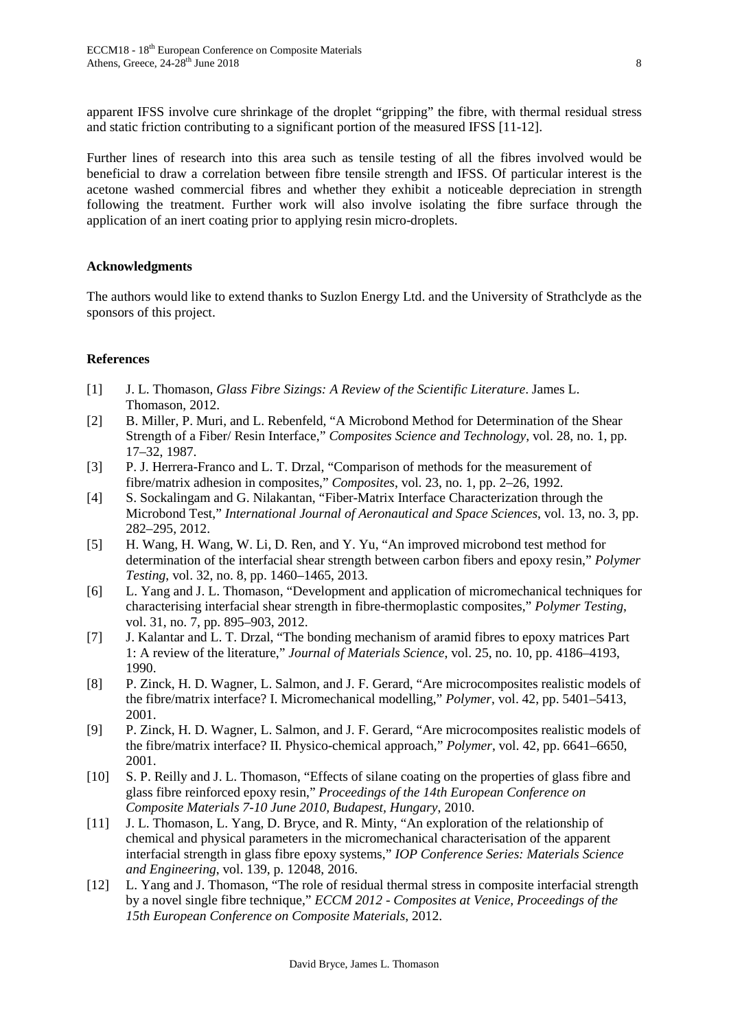apparent IFSS involve cure shrinkage of the droplet "gripping" the fibre, with thermal residual stress and static friction contributing to a significant portion of the measured IFSS [11-12].

Further lines of research into this area such as tensile testing of all the fibres involved would be beneficial to draw a correlation between fibre tensile strength and IFSS. Of particular interest is the acetone washed commercial fibres and whether they exhibit a noticeable depreciation in strength following the treatment. Further work will also involve isolating the fibre surface through the application of an inert coating prior to applying resin micro-droplets.

## Acknowledgments

The authors would like to extend thanks to Suzlon Energy Ltd. and the University of Strathclyde as the sponsors of this project.

## References

[1] J. L. Thomason, *Glass Fibre Sizings: A Review of the Scientific Literature*. James L. Thomason, 2012.

[2] B. Miller, P. Muri, and L. Rebenfeld, "A Microbond Method for Determination of the Shear Strength of a Fiber/ Resin Interface," *Composites Science and Technology*, vol. 28, no. 1, pp. 17–32, 1987.

[3] P. J. Herrera-Franco and L. T. Drzal, "Comparison of methods for the measurement of fibre/matrix adhesion in composites," *Composites*, vol. 23, no. 1, pp. 2–26, 1992.

[4] S. Sockalingam and G. Nilakantan, "Fiber-Matrix Interface Characterization through the Microbond Test," *International Journal of Aeronautical and Space Sciences*, vol. 13, no. 3, pp. 282–295, 2012.

[5] H. Wang, H. Wang, W. Li, D. Ren, and Y. Yu, "An improved microbond test method for determination of the interfacial shear strength between carbon fibers and epoxy resin," *Polymer Testing*, vol. 32, no. 8, pp. 1460–1465, 2013.

[6] L. Yang and J. L. Thomason, "Development and application of micromechanical techniques for characterising interfacial shear strength in fibre-thermoplastic composites," *Polymer Testing*, vol. 31, no. 7, pp. 895–903, 2012.

[7] J. Kalantar and L. T. Drzal, "The bonding mechanism of aramid fibres to epoxy matrices Part 1: A review of the literature," *Journal of Materials Science*, vol. 25, no. 10, pp. 4186–4193, 1990.

[8] P. Zinck, H. D. Wagner, L. Salmon, and J. F. Gerard, "Are microcomposites realistic models of the fibre/matrix interface? I. Micromechanical modelling," *Polymer*, vol. 42, pp. 5401–5413, 2001.

[9] P. Zinck, H. D. Wagner, L. Salmon, and J. F. Gerard, "Are microcomposites realistic models of the fibre/matrix interface? II. Physico-chemical approach," *Polymer*, vol. 42, pp. 6641–6650, 2001.

[10] S. P. Reilly and J. L. Thomason, "Effects of silane coating on the properties of glass fibre and glass fibre reinforced epoxy resin," *Proceedings of the 14th European Conference on Composite Materials 7-10 June 2010, Budapest, Hungary*, 2010.

[11] J. L. Thomason, L. Yang, D. Bryce, and R. Minty, "An exploration of the relationship of chemical and physical parameters in the micromechanical characterisation of the apparent interfacial strength in glass fibre epoxy systems," *IOP Conference Series: Materials Science and Engineering*, vol. 139, p. 12048, 2016.

[12] L. Yang and J. Thomason, "The role of residual thermal stress in composite interfacial strength by a novel single fibre technique," *ECCM 2012 - Composites at Venice, Proceedings of the 15th European Conference on Composite Materials*, 2012.